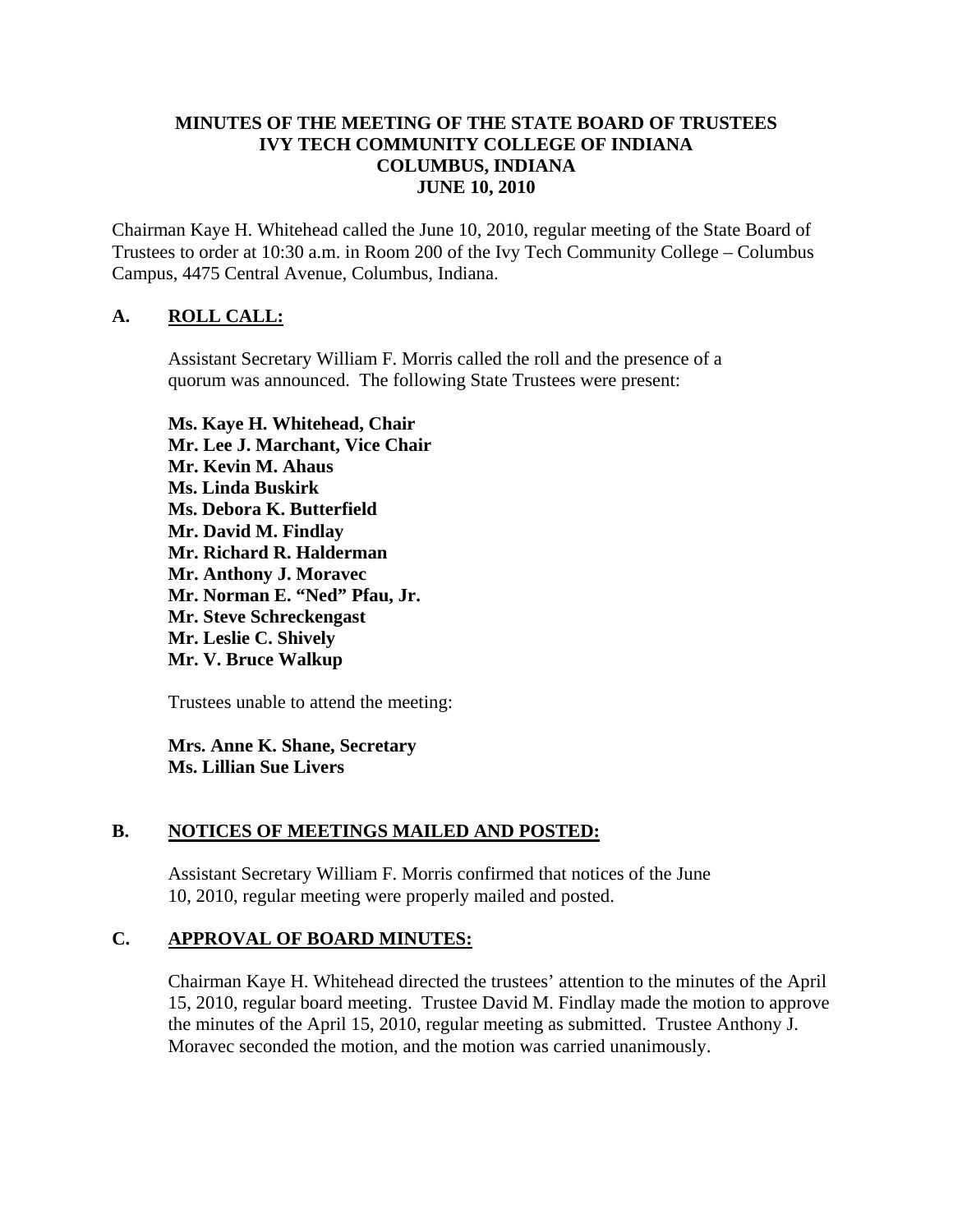**MINUTES OF THE MEETING OF THE STATE BOARD OF TRUSTEES**
**IVY TECH COMMUNITY COLLEGE OF INDIANA**
**COLUMBUS, INDIANA**
**JUNE 10, 2010**

Chairman Kaye H. Whitehead called the June 10, 2010, regular meeting of the State Board of Trustees to order at 10:30 a.m. in Room 200 of the Ivy Tech Community College – Columbus Campus, 4475 Central Avenue, Columbus, Indiana.

## A. ROLL CALL:

Assistant Secretary William F. Morris called the roll and the presence of a quorum was announced. The following State Trustees were present:

**Ms. Kaye H. Whitehead, Chair**
**Mr. Lee J. Marchant, Vice Chair**
**Mr. Kevin M. Ahaus**
**Ms. Linda Buskirk**
**Ms. Debora K. Butterfield**
**Mr. David M. Findlay**
**Mr. Richard R. Halderman**
**Mr. Anthony J. Moravec**
**Mr. Norman E. "Ned" Pfau, Jr.**
**Mr. Steve Schreckengast**
**Mr. Leslie C. Shively**
**Mr. V. Bruce Walkup**

Trustees unable to attend the meeting:

**Mrs. Anne K. Shane, Secretary**
**Ms. Lillian Sue Livers**

## B. NOTICES OF MEETINGS MAILED AND POSTED:

Assistant Secretary William F. Morris confirmed that notices of the June 10, 2010, regular meeting were properly mailed and posted.

## C. APPROVAL OF BOARD MINUTES:

Chairman Kaye H. Whitehead directed the trustees' attention to the minutes of the April 15, 2010, regular board meeting. Trustee David M. Findlay made the motion to approve the minutes of the April 15, 2010, regular meeting as submitted. Trustee Anthony J. Moravec seconded the motion, and the motion was carried unanimously.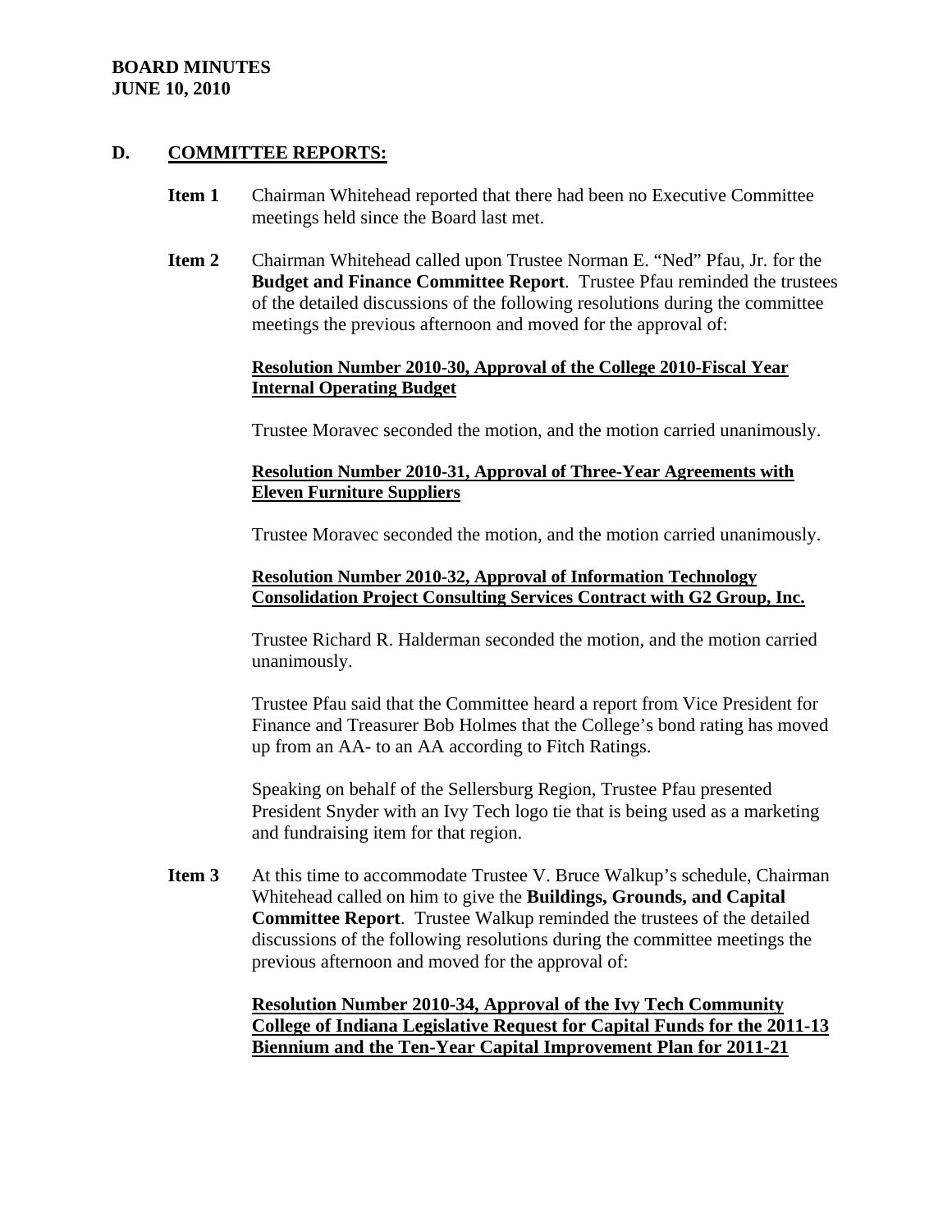## D. COMMITTEE REPORTS:

**Item 1** Chairman Whitehead reported that there had been no Executive Committee meetings held since the Board last met.

**Item 2** Chairman Whitehead called upon Trustee Norman E. "Ned" Pfau, Jr. for the **Budget and Finance Committee Report**. Trustee Pfau reminded the trustees of the detailed discussions of the following resolutions during the committee meetings the previous afternoon and moved for the approval of:

**Resolution Number 2010-30, Approval of the College 2010-Fiscal Year Internal Operating Budget**

Trustee Moravec seconded the motion, and the motion carried unanimously.

**Resolution Number 2010-31, Approval of Three-Year Agreements with Eleven Furniture Suppliers**

Trustee Moravec seconded the motion, and the motion carried unanimously.

**Resolution Number 2010-32, Approval of Information Technology Consolidation Project Consulting Services Contract with G2 Group, Inc.**

Trustee Richard R. Halderman seconded the motion, and the motion carried unanimously.

Trustee Pfau said that the Committee heard a report from Vice President for Finance and Treasurer Bob Holmes that the College's bond rating has moved up from an AA- to an AA according to Fitch Ratings.

Speaking on behalf of the Sellersburg Region, Trustee Pfau presented President Snyder with an Ivy Tech logo tie that is being used as a marketing and fundraising item for that region.

**Item 3** At this time to accommodate Trustee V. Bruce Walkup's schedule, Chairman Whitehead called on him to give the **Buildings, Grounds, and Capital Committee Report**. Trustee Walkup reminded the trustees of the detailed discussions of the following resolutions during the committee meetings the previous afternoon and moved for the approval of:

**Resolution Number 2010-34, Approval of the Ivy Tech Community College of Indiana Legislative Request for Capital Funds for the 2011-13 Biennium and the Ten-Year Capital Improvement Plan for 2011-21**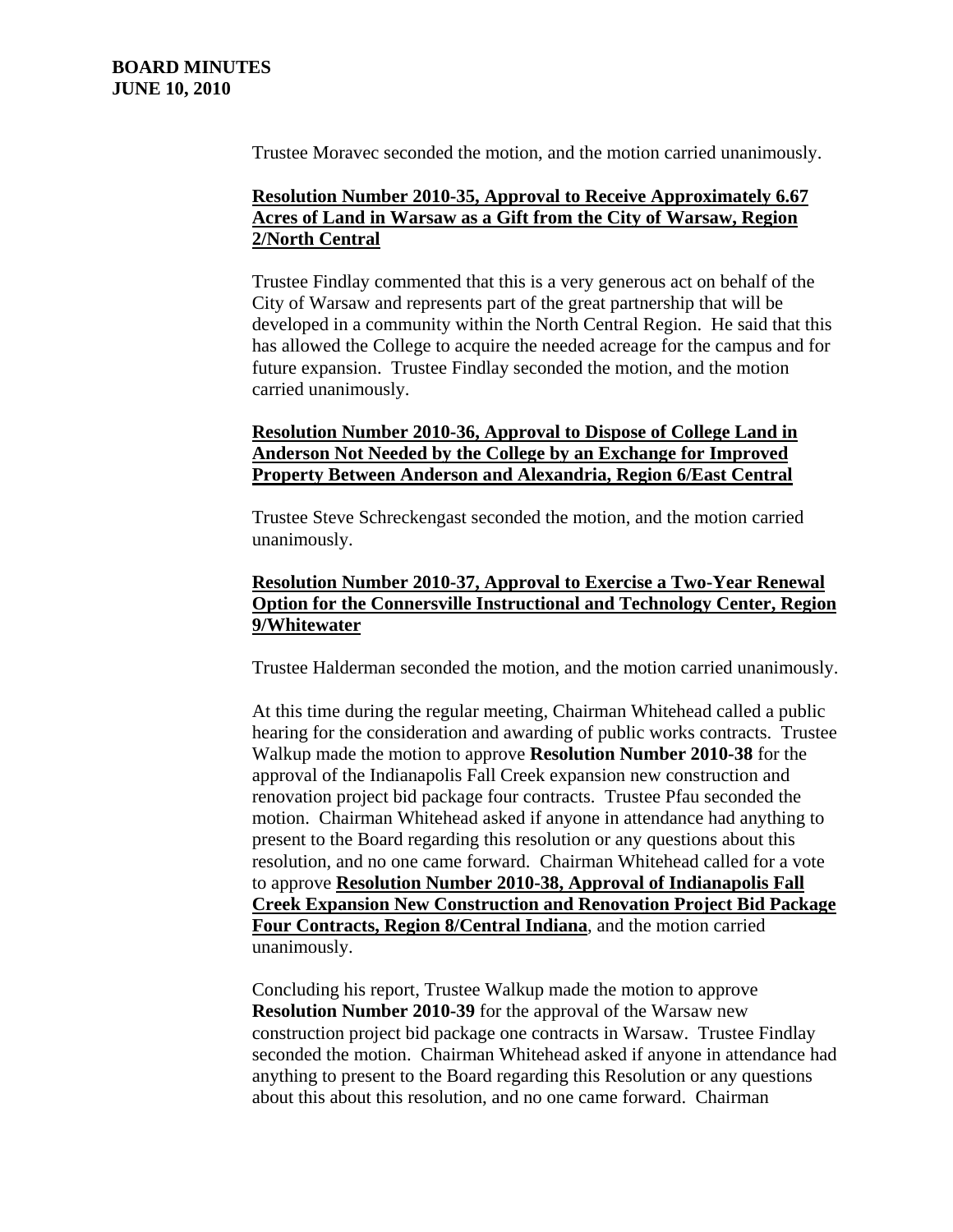Trustee Moravec seconded the motion, and the motion carried unanimously.

**Resolution Number 2010-35, Approval to Receive Approximately 6.67 Acres of Land in Warsaw as a Gift from the City of Warsaw, Region 2/North Central**

Trustee Findlay commented that this is a very generous act on behalf of the City of Warsaw and represents part of the great partnership that will be developed in a community within the North Central Region. He said that this has allowed the College to acquire the needed acreage for the campus and for future expansion. Trustee Findlay seconded the motion, and the motion carried unanimously.

**Resolution Number 2010-36, Approval to Dispose of College Land in Anderson Not Needed by the College by an Exchange for Improved Property Between Anderson and Alexandria, Region 6/East Central**

Trustee Steve Schreckengast seconded the motion, and the motion carried unanimously.

**Resolution Number 2010-37, Approval to Exercise a Two-Year Renewal Option for the Connersville Instructional and Technology Center, Region 9/Whitewater**

Trustee Halderman seconded the motion, and the motion carried unanimously.

At this time during the regular meeting, Chairman Whitehead called a public hearing for the consideration and awarding of public works contracts. Trustee Walkup made the motion to approve **Resolution Number 2010-38** for the approval of the Indianapolis Fall Creek expansion new construction and renovation project bid package four contracts. Trustee Pfau seconded the motion. Chairman Whitehead asked if anyone in attendance had anything to present to the Board regarding this resolution or any questions about this resolution, and no one came forward. Chairman Whitehead called for a vote to approve **Resolution Number 2010-38, Approval of Indianapolis Fall Creek Expansion New Construction and Renovation Project Bid Package Four Contracts, Region 8/Central Indiana**, and the motion carried unanimously.

Concluding his report, Trustee Walkup made the motion to approve **Resolution Number 2010-39** for the approval of the Warsaw new construction project bid package one contracts in Warsaw. Trustee Findlay seconded the motion. Chairman Whitehead asked if anyone in attendance had anything to present to the Board regarding this Resolution or any questions about this about this resolution, and no one came forward. Chairman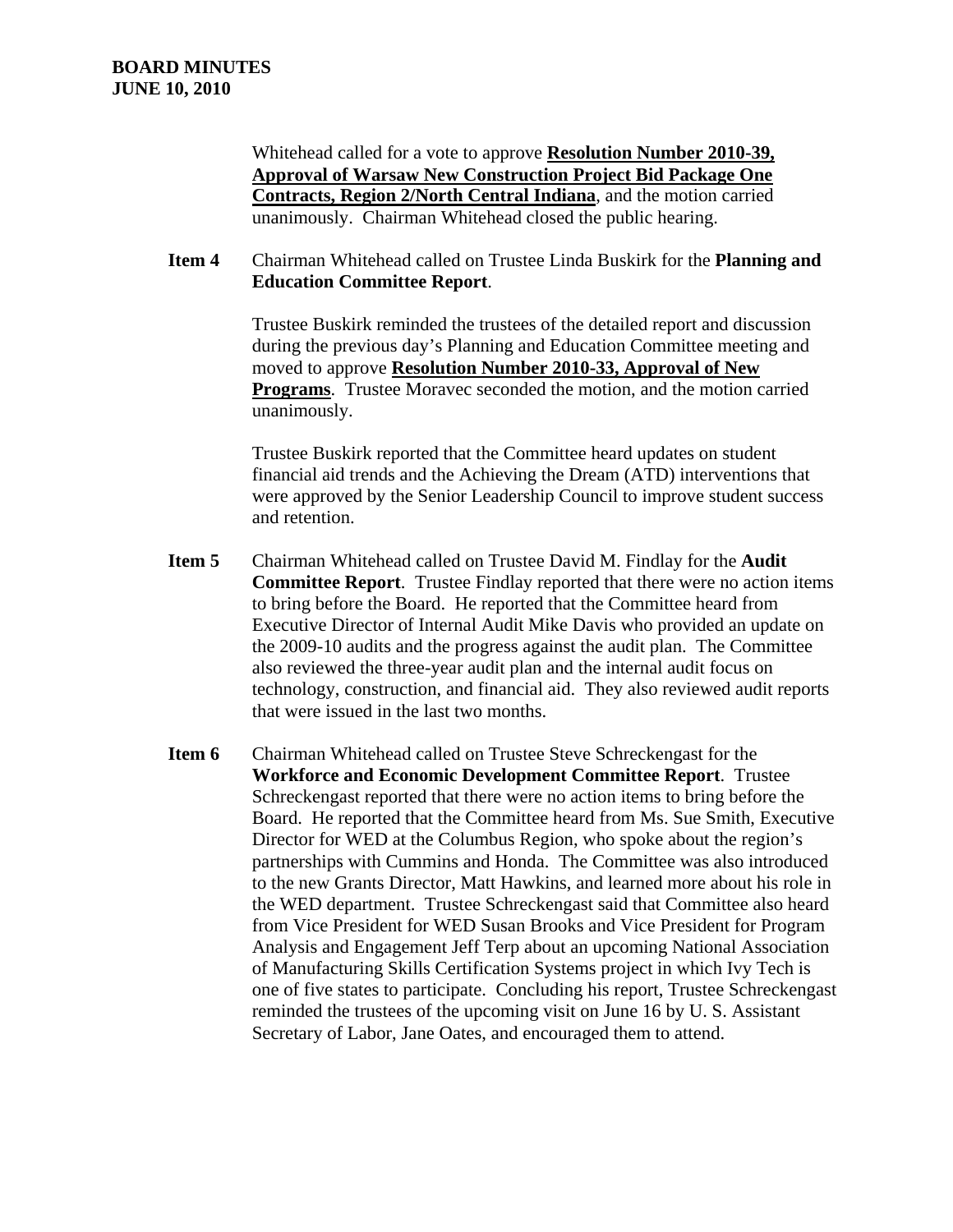Whitehead called for a vote to approve **Resolution Number 2010-39, Approval of Warsaw New Construction Project Bid Package One Contracts, Region 2/North Central Indiana**, and the motion carried unanimously. Chairman Whitehead closed the public hearing.

**Item 4** Chairman Whitehead called on Trustee Linda Buskirk for the **Planning and Education Committee Report**.

Trustee Buskirk reminded the trustees of the detailed report and discussion during the previous day's Planning and Education Committee meeting and moved to approve **Resolution Number 2010-33, Approval of New Programs**. Trustee Moravec seconded the motion, and the motion carried unanimously.

Trustee Buskirk reported that the Committee heard updates on student financial aid trends and the Achieving the Dream (ATD) interventions that were approved by the Senior Leadership Council to improve student success and retention.

**Item 5** Chairman Whitehead called on Trustee David M. Findlay for the **Audit Committee Report**. Trustee Findlay reported that there were no action items to bring before the Board. He reported that the Committee heard from Executive Director of Internal Audit Mike Davis who provided an update on the 2009-10 audits and the progress against the audit plan. The Committee also reviewed the three-year audit plan and the internal audit focus on technology, construction, and financial aid. They also reviewed audit reports that were issued in the last two months.

**Item 6** Chairman Whitehead called on Trustee Steve Schreckengast for the **Workforce and Economic Development Committee Report**. Trustee Schreckengast reported that there were no action items to bring before the Board. He reported that the Committee heard from Ms. Sue Smith, Executive Director for WED at the Columbus Region, who spoke about the region's partnerships with Cummins and Honda. The Committee was also introduced to the new Grants Director, Matt Hawkins, and learned more about his role in the WED department. Trustee Schreckengast said that Committee also heard from Vice President for WED Susan Brooks and Vice President for Program Analysis and Engagement Jeff Terp about an upcoming National Association of Manufacturing Skills Certification Systems project in which Ivy Tech is one of five states to participate. Concluding his report, Trustee Schreckengast reminded the trustees of the upcoming visit on June 16 by U. S. Assistant Secretary of Labor, Jane Oates, and encouraged them to attend.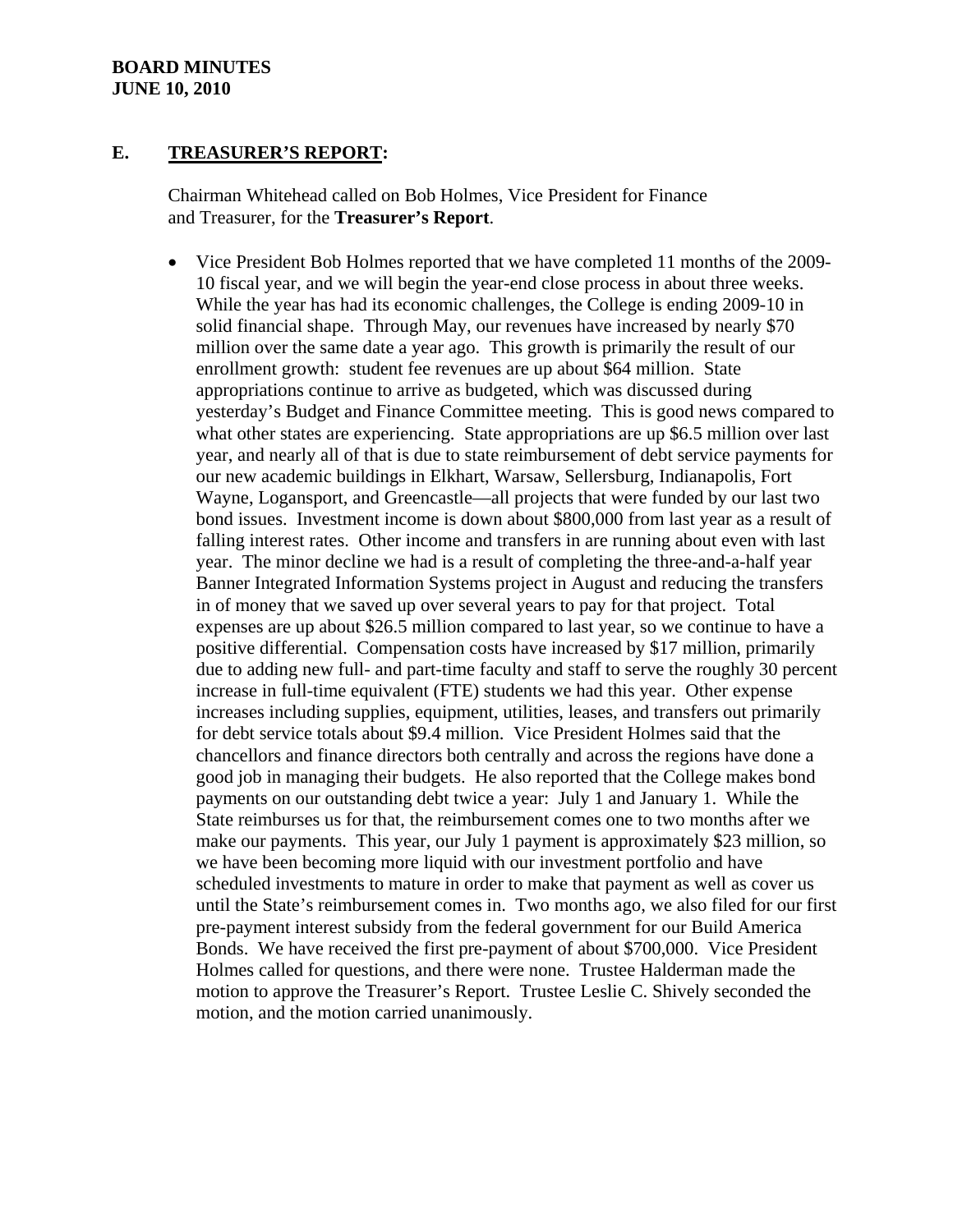## E. TREASURER'S REPORT:

Chairman Whitehead called on Bob Holmes, Vice President for Finance and Treasurer, for the **Treasurer's Report**.

- Vice President Bob Holmes reported that we have completed 11 months of the 2009-10 fiscal year, and we will begin the year-end close process in about three weeks. While the year has had its economic challenges, the College is ending 2009-10 in solid financial shape. Through May, our revenues have increased by nearly $70 million over the same date a year ago. This growth is primarily the result of our enrollment growth: student fee revenues are up about $64 million. State appropriations continue to arrive as budgeted, which was discussed during yesterday's Budget and Finance Committee meeting. This is good news compared to what other states are experiencing. State appropriations are up $6.5 million over last year, and nearly all of that is due to state reimbursement of debt service payments for our new academic buildings in Elkhart, Warsaw, Sellersburg, Indianapolis, Fort Wayne, Logansport, and Greencastle—all projects that were funded by our last two bond issues. Investment income is down about $800,000 from last year as a result of falling interest rates. Other income and transfers in are running about even with last year. The minor decline we had is a result of completing the three-and-a-half year Banner Integrated Information Systems project in August and reducing the transfers in of money that we saved up over several years to pay for that project. Total expenses are up about $26.5 million compared to last year, so we continue to have a positive differential. Compensation costs have increased by $17 million, primarily due to adding new full- and part-time faculty and staff to serve the roughly 30 percent increase in full-time equivalent (FTE) students we had this year. Other expense increases including supplies, equipment, utilities, leases, and transfers out primarily for debt service totals about $9.4 million. Vice President Holmes said that the chancellors and finance directors both centrally and across the regions have done a good job in managing their budgets. He also reported that the College makes bond payments on our outstanding debt twice a year: July 1 and January 1. While the State reimburses us for that, the reimbursement comes one to two months after we make our payments. This year, our July 1 payment is approximately $23 million, so we have been becoming more liquid with our investment portfolio and have scheduled investments to mature in order to make that payment as well as cover us until the State's reimbursement comes in. Two months ago, we also filed for our first pre-payment interest subsidy from the federal government for our Build America Bonds. We have received the first pre-payment of about $700,000. Vice President Holmes called for questions, and there were none. Trustee Halderman made the motion to approve the Treasurer's Report. Trustee Leslie C. Shively seconded the motion, and the motion carried unanimously.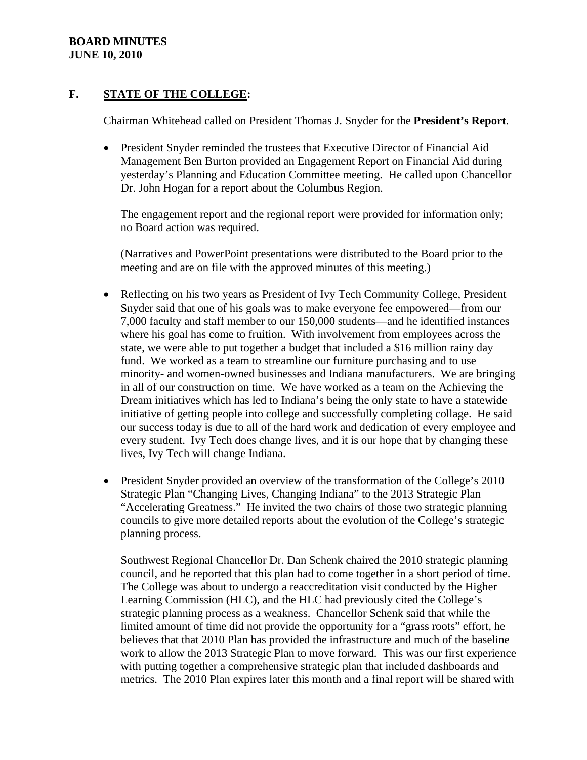## F. STATE OF THE COLLEGE:

Chairman Whitehead called on President Thomas J. Snyder for the **President's Report**.

- President Snyder reminded the trustees that Executive Director of Financial Aid Management Ben Burton provided an Engagement Report on Financial Aid during yesterday's Planning and Education Committee meeting. He called upon Chancellor Dr. John Hogan for a report about the Columbus Region.

  The engagement report and the regional report were provided for information only; no Board action was required.

  (Narratives and PowerPoint presentations were distributed to the Board prior to the meeting and are on file with the approved minutes of this meeting.)

- Reflecting on his two years as President of Ivy Tech Community College, President Snyder said that one of his goals was to make everyone fee empowered—from our 7,000 faculty and staff member to our 150,000 students—and he identified instances where his goal has come to fruition. With involvement from employees across the state, we were able to put together a budget that included a $16 million rainy day fund. We worked as a team to streamline our furniture purchasing and to use minority- and women-owned businesses and Indiana manufacturers. We are bringing in all of our construction on time. We have worked as a team on the Achieving the Dream initiatives which has led to Indiana's being the only state to have a statewide initiative of getting people into college and successfully completing collage. He said our success today is due to all of the hard work and dedication of every employee and every student. Ivy Tech does change lives, and it is our hope that by changing these lives, Ivy Tech will change Indiana.

- President Snyder provided an overview of the transformation of the College's 2010 Strategic Plan "Changing Lives, Changing Indiana" to the 2013 Strategic Plan "Accelerating Greatness." He invited the two chairs of those two strategic planning councils to give more detailed reports about the evolution of the College's strategic planning process.

  Southwest Regional Chancellor Dr. Dan Schenk chaired the 2010 strategic planning council, and he reported that this plan had to come together in a short period of time. The College was about to undergo a reaccreditation visit conducted by the Higher Learning Commission (HLC), and the HLC had previously cited the College's strategic planning process as a weakness. Chancellor Schenk said that while the limited amount of time did not provide the opportunity for a "grass roots" effort, he believes that that 2010 Plan has provided the infrastructure and much of the baseline work to allow the 2013 Strategic Plan to move forward. This was our first experience with putting together a comprehensive strategic plan that included dashboards and metrics. The 2010 Plan expires later this month and a final report will be shared with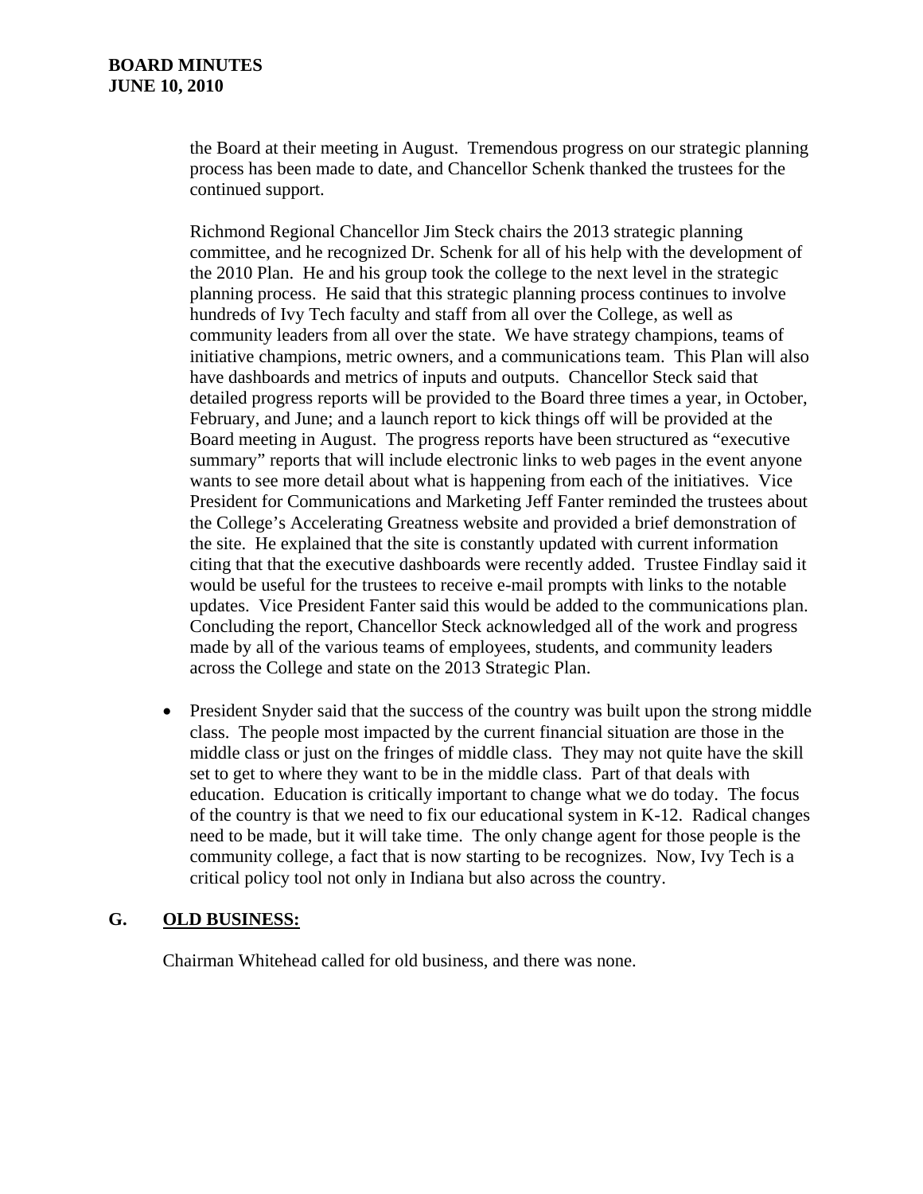the Board at their meeting in August. Tremendous progress on our strategic planning process has been made to date, and Chancellor Schenk thanked the trustees for the continued support.

Richmond Regional Chancellor Jim Steck chairs the 2013 strategic planning committee, and he recognized Dr. Schenk for all of his help with the development of the 2010 Plan. He and his group took the college to the next level in the strategic planning process. He said that this strategic planning process continues to involve hundreds of Ivy Tech faculty and staff from all over the College, as well as community leaders from all over the state. We have strategy champions, teams of initiative champions, metric owners, and a communications team. This Plan will also have dashboards and metrics of inputs and outputs. Chancellor Steck said that detailed progress reports will be provided to the Board three times a year, in October, February, and June; and a launch report to kick things off will be provided at the Board meeting in August. The progress reports have been structured as "executive summary" reports that will include electronic links to web pages in the event anyone wants to see more detail about what is happening from each of the initiatives. Vice President for Communications and Marketing Jeff Fanter reminded the trustees about the College's Accelerating Greatness website and provided a brief demonstration of the site. He explained that the site is constantly updated with current information citing that that the executive dashboards were recently added. Trustee Findlay said it would be useful for the trustees to receive e-mail prompts with links to the notable updates. Vice President Fanter said this would be added to the communications plan. Concluding the report, Chancellor Steck acknowledged all of the work and progress made by all of the various teams of employees, students, and community leaders across the College and state on the 2013 Strategic Plan.

- President Snyder said that the success of the country was built upon the strong middle class. The people most impacted by the current financial situation are those in the middle class or just on the fringes of middle class. They may not quite have the skill set to get to where they want to be in the middle class. Part of that deals with education. Education is critically important to change what we do today. The focus of the country is that we need to fix our educational system in K-12. Radical changes need to be made, but it will take time. The only change agent for those people is the community college, a fact that is now starting to be recognizes. Now, Ivy Tech is a critical policy tool not only in Indiana but also across the country.

## G. OLD BUSINESS:

Chairman Whitehead called for old business, and there was none.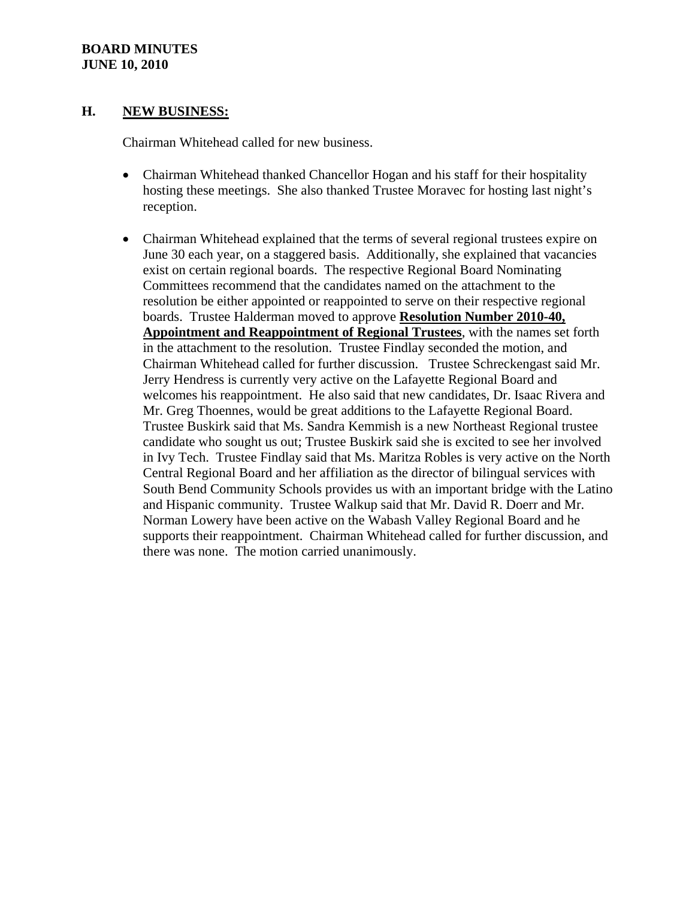## H. NEW BUSINESS:

Chairman Whitehead called for new business.

- Chairman Whitehead thanked Chancellor Hogan and his staff for their hospitality hosting these meetings. She also thanked Trustee Moravec for hosting last night's reception.

- Chairman Whitehead explained that the terms of several regional trustees expire on June 30 each year, on a staggered basis. Additionally, she explained that vacancies exist on certain regional boards. The respective Regional Board Nominating Committees recommend that the candidates named on the attachment to the resolution be either appointed or reappointed to serve on their respective regional boards. Trustee Halderman moved to approve **Resolution Number 2010-40, Appointment and Reappointment of Regional Trustees**, with the names set forth in the attachment to the resolution. Trustee Findlay seconded the motion, and Chairman Whitehead called for further discussion. Trustee Schreckengast said Mr. Jerry Hendress is currently very active on the Lafayette Regional Board and welcomes his reappointment. He also said that new candidates, Dr. Isaac Rivera and Mr. Greg Thoennes, would be great additions to the Lafayette Regional Board. Trustee Buskirk said that Ms. Sandra Kemmish is a new Northeast Regional trustee candidate who sought us out; Trustee Buskirk said she is excited to see her involved in Ivy Tech. Trustee Findlay said that Ms. Maritza Robles is very active on the North Central Regional Board and her affiliation as the director of bilingual services with South Bend Community Schools provides us with an important bridge with the Latino and Hispanic community. Trustee Walkup said that Mr. David R. Doerr and Mr. Norman Lowery have been active on the Wabash Valley Regional Board and he supports their reappointment. Chairman Whitehead called for further discussion, and there was none. The motion carried unanimously.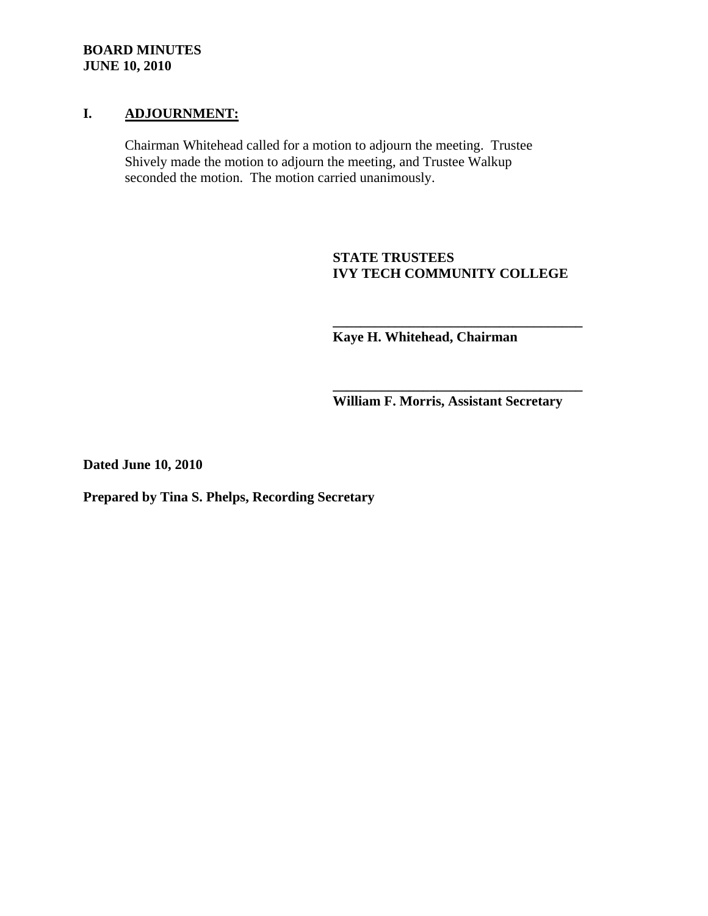**BOARD MINUTES**
**JUNE 10, 2010**

## I. ADJOURNMENT:

Chairman Whitehead called for a motion to adjourn the meeting. Trustee Shively made the motion to adjourn the meeting, and Trustee Walkup seconded the motion. The motion carried unanimously.

**STATE TRUSTEES**
**IVY TECH COMMUNITY COLLEGE**

____________________________________
**Kaye H. Whitehead, Chairman**

____________________________________
**William F. Morris, Assistant Secretary**

**Dated June 10, 2010**

**Prepared by Tina S. Phelps, Recording Secretary**